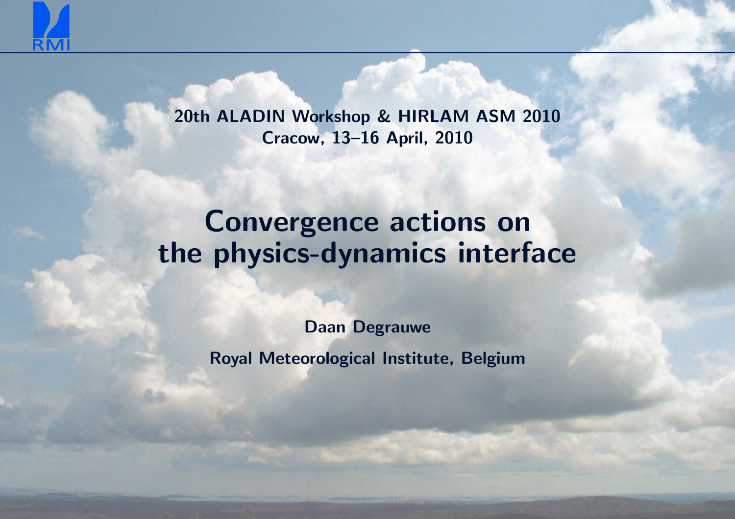20th ALADIN Workshop & HIRLAM ASM 2010
Cracow, 13–16 April, 2010

# Convergence actions on the physics-dynamics interface

**Daan Degrauwe**

**Royal Meteorological Institute, Belgium**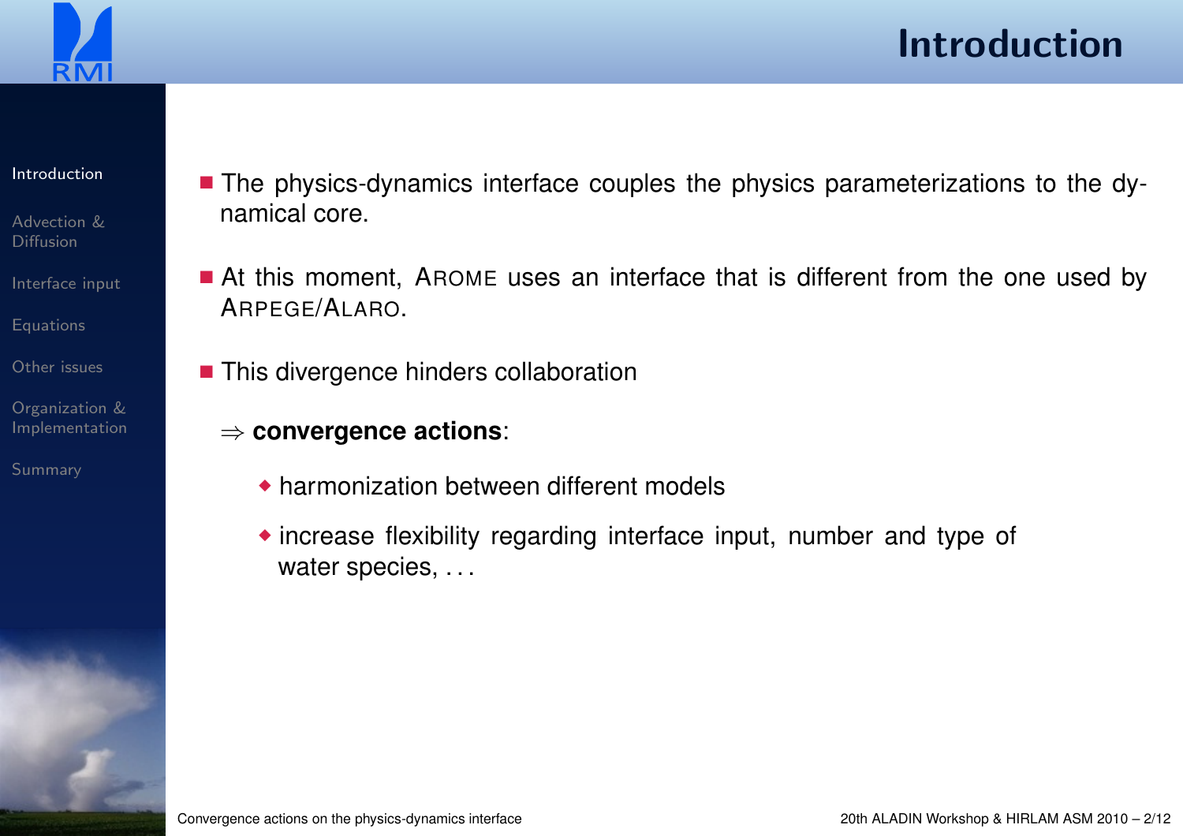# Introduction

- The physics-dynamics interface couples the physics parameterizations to the dynamical core.

- At this moment, AROME uses an interface that is different from the one used by ARPEGE/ALARO.

- This divergence hinders collaboration

  $\Rightarrow$ **convergence actions**:

  - harmonization between different models
  - increase flexibility regarding interface input, number and type of water species, . . .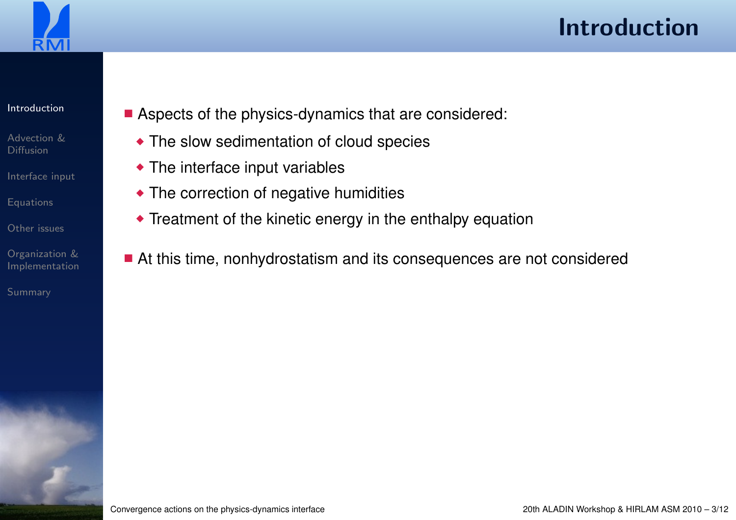# Introduction

- Aspects of the physics-dynamics that are considered:
  - The slow sedimentation of cloud species
  - The interface input variables
  - The correction of negative humidities
  - Treatment of the kinetic energy in the enthalpy equation
- At this time, nonhydrostatism and its consequences are not considered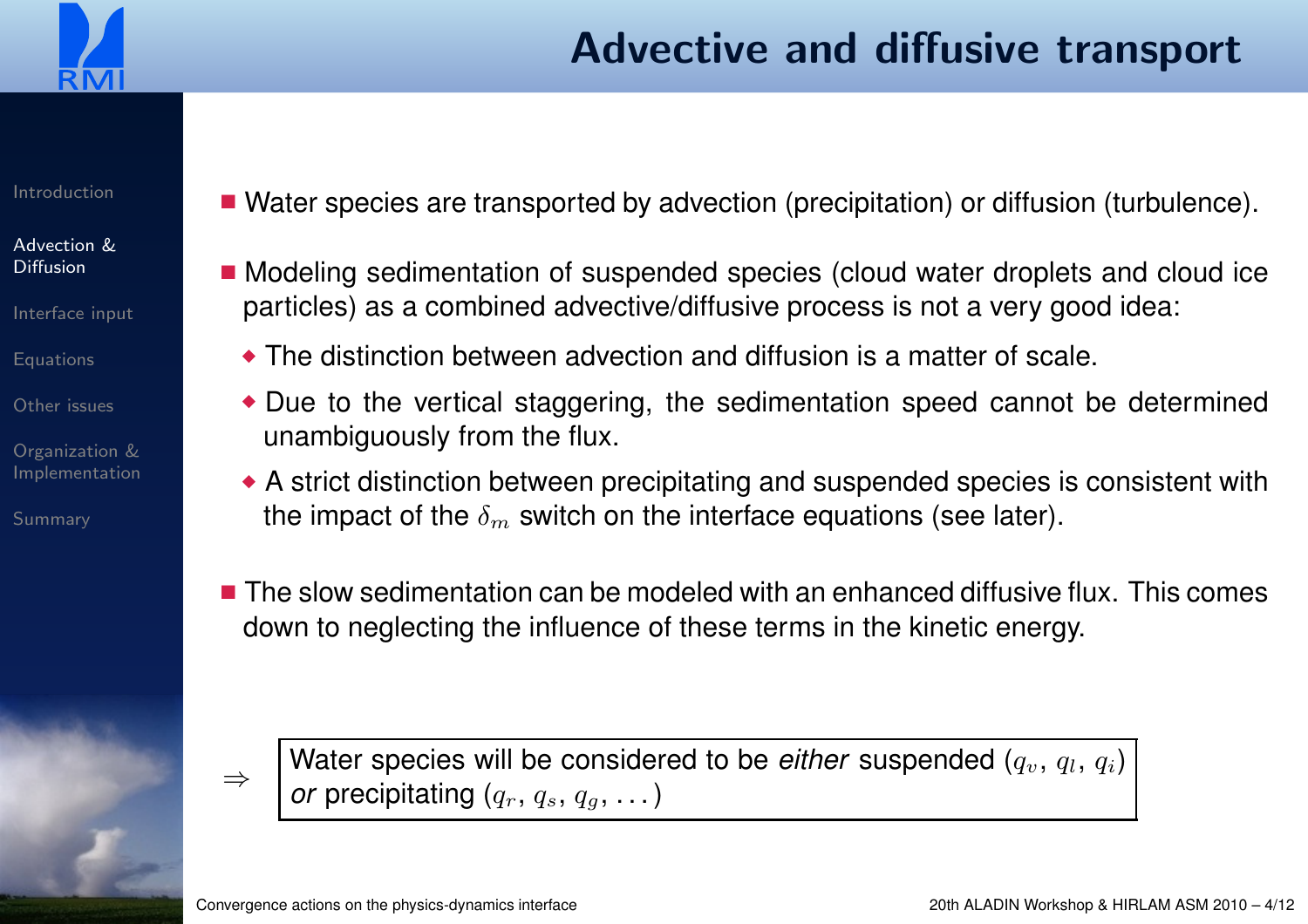# Advective and diffusive transport

- Water species are transported by advection (precipitation) or diffusion (turbulence).
- Modeling sedimentation of suspended species (cloud water droplets and cloud ice particles) as a combined advective/diffusive process is not a very good idea:
  - The distinction between advection and diffusion is a matter of scale.
  - Due to the vertical staggering, the sedimentation speed cannot be determined unambiguously from the flux.
  - A strict distinction between precipitating and suspended species is consistent with the impact of the $\delta_m$ switch on the interface equations (see later).
- The slow sedimentation can be modeled with an enhanced diffusive flux. This comes down to neglecting the influence of these terms in the kinetic energy.

$\Rightarrow$ Water species will be considered to be *either* suspended ($q_v$, $q_l$, $q_i$) *or* precipitating ($q_r$, $q_s$, $q_g$, $\ldots$)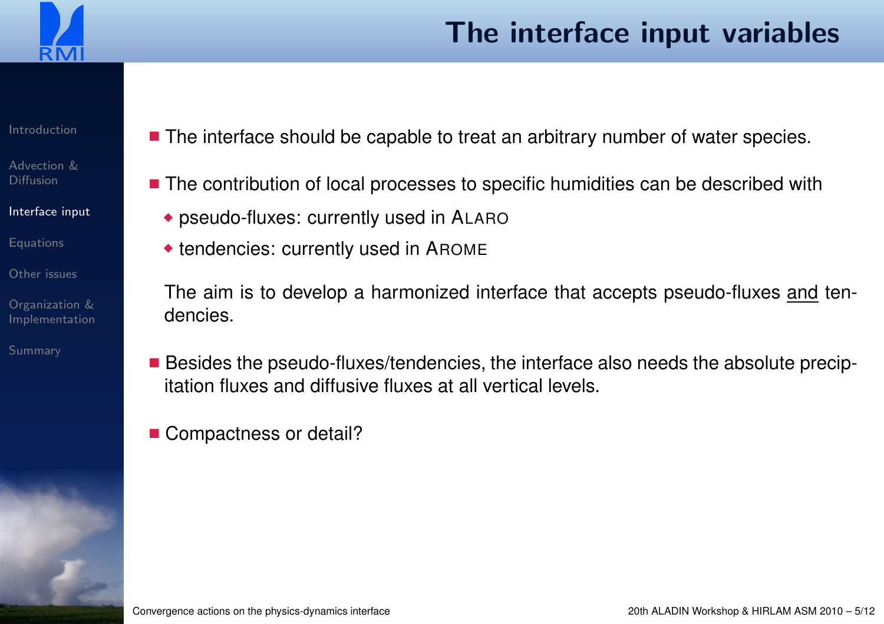# The interface input variables

- The interface should be capable to treat an arbitrary number of water species.
- The contribution of local processes to specific humidities can be described with
  - pseudo-fluxes: currently used in ALARO
  - tendencies: currently used in AROME

  The aim is to develop a harmonized interface that accepts pseudo-fluxes and tendencies.
- Besides the pseudo-fluxes/tendencies, the interface also needs the absolute precipitation fluxes and diffusive fluxes at all vertical levels.
- Compactness or detail?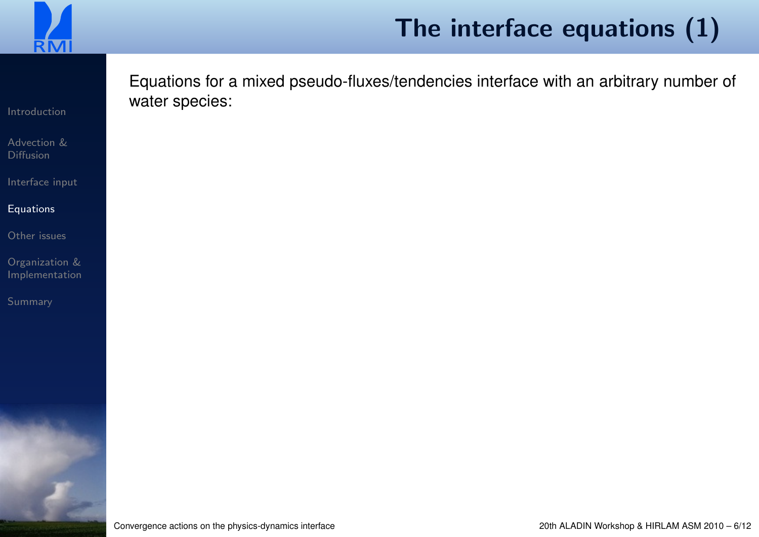# The interface equations (1)

Equations for a mixed pseudo-fluxes/tendencies interface with an arbitrary number of water species: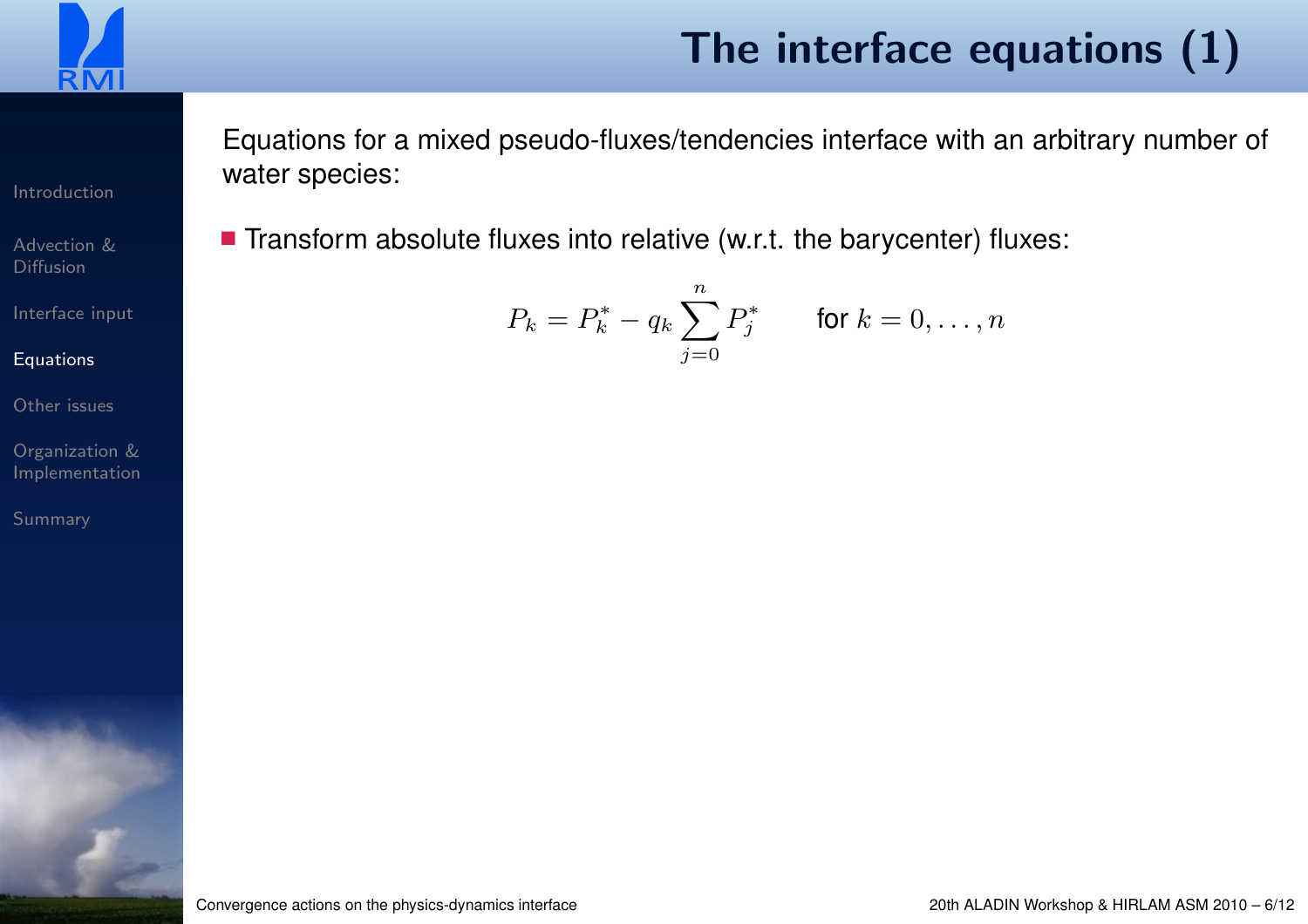# The interface equations (1)

Equations for a mixed pseudo-fluxes/tendencies interface with an arbitrary number of water species:

- Transform absolute fluxes into relative (w.r.t. the barycenter) fluxes:

$$P_k = P_k^* - q_k \sum_{j=0}^{n} P_j^* \qquad \text{for } k = 0, \ldots, n$$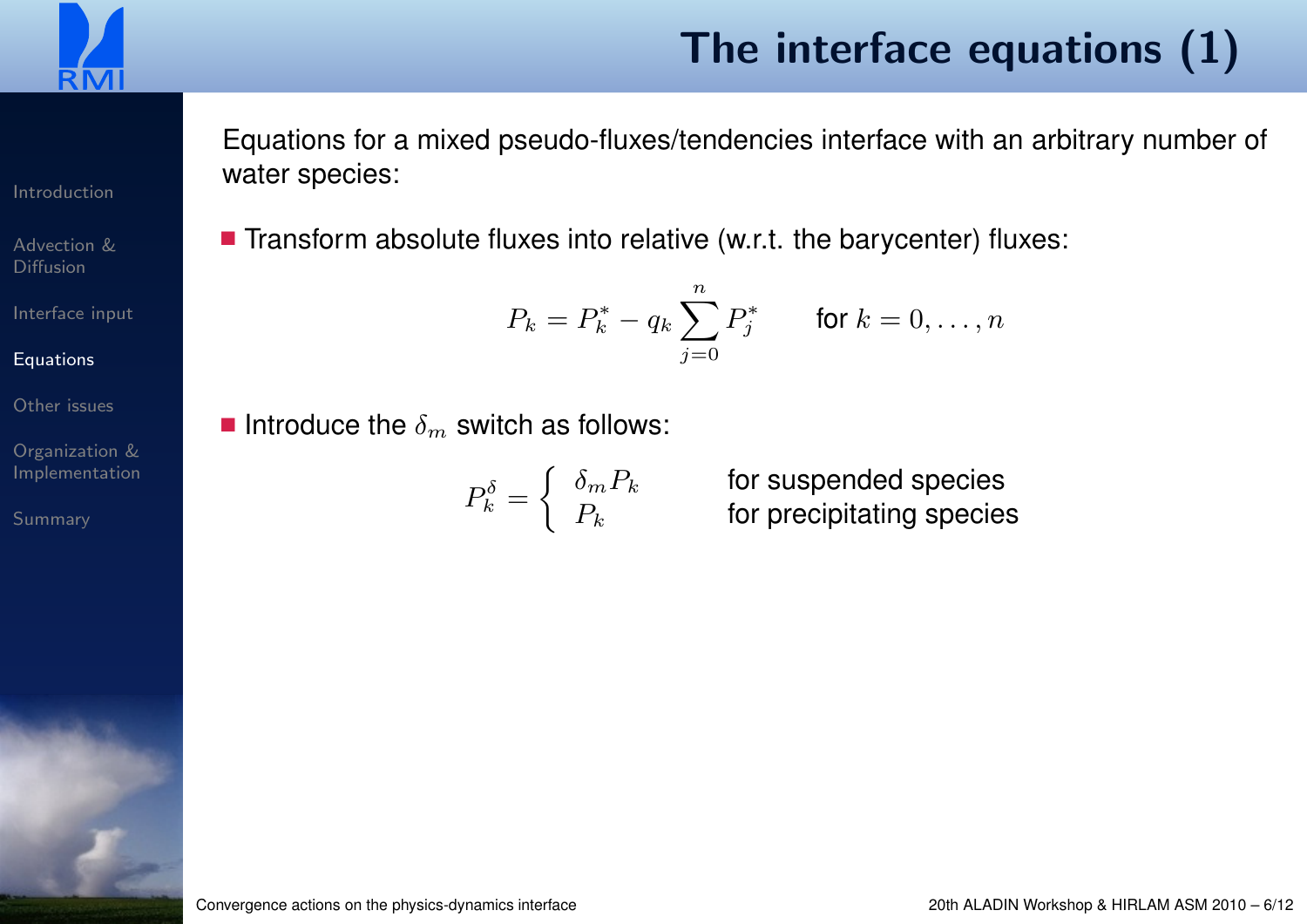# The interface equations (1)

Equations for a mixed pseudo-fluxes/tendencies interface with an arbitrary number of water species:

- Transform absolute fluxes into relative (w.r.t. the barycenter) fluxes:

$$P_k = P_k^* - q_k \sum_{j=0}^{n} P_j^* \qquad \text{for } k = 0, \ldots, n$$

- Introduce the $\delta_m$ switch as follows:

$$P_k^\delta = \begin{cases} \delta_m P_k & \text{for suspended species} \\ P_k & \text{for precipitating species} \end{cases}$$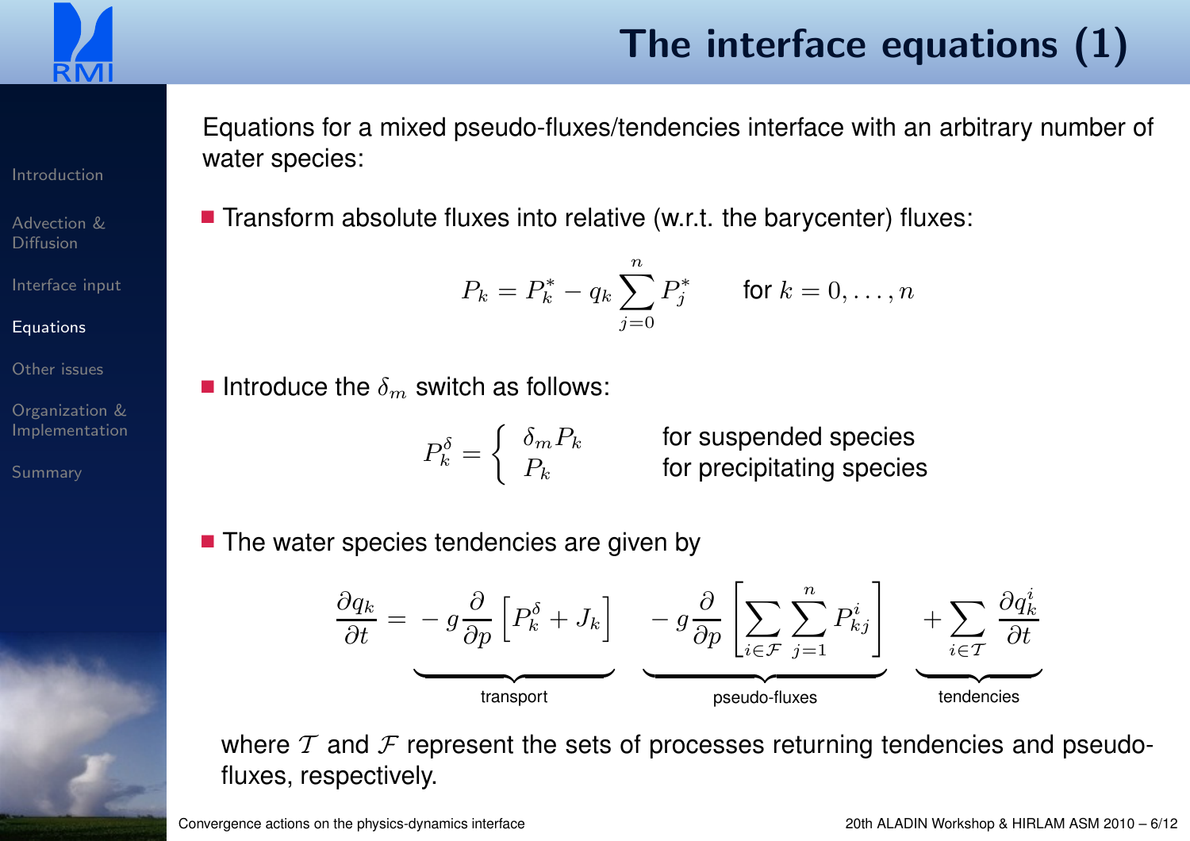# The interface equations (1)

Equations for a mixed pseudo-fluxes/tendencies interface with an arbitrary number of water species:

- Transform absolute fluxes into relative (w.r.t. the barycenter) fluxes:

$$P_k = P_k^* - q_k \sum_{j=0}^{n} P_j^* \qquad \text{for } k = 0, \ldots, n$$

- Introduce the $\delta_m$ switch as follows:

$$P_k^\delta = \begin{cases} \delta_m P_k & \text{for suspended species} \\ P_k & \text{for precipitating species} \end{cases}$$

- The water species tendencies are given by

$$\frac{\partial q_k}{\partial t} = \underbrace{-\, g \frac{\partial}{\partial p} \left[ P_k^\delta + J_k \right]}_{\text{transport}} \; \underbrace{-\, g \frac{\partial}{\partial p} \left[ \sum_{i \in \mathcal{F}} \sum_{j=1}^{n} P_{kj}^i \right]}_{\text{pseudo-fluxes}} \; \underbrace{+ \sum_{i \in \mathcal{T}} \frac{\partial q_k^i}{\partial t}}_{\text{tendencies}}$$

where $\mathcal{T}$ and $\mathcal{F}$ represent the sets of processes returning tendencies and pseudo-fluxes, respectively.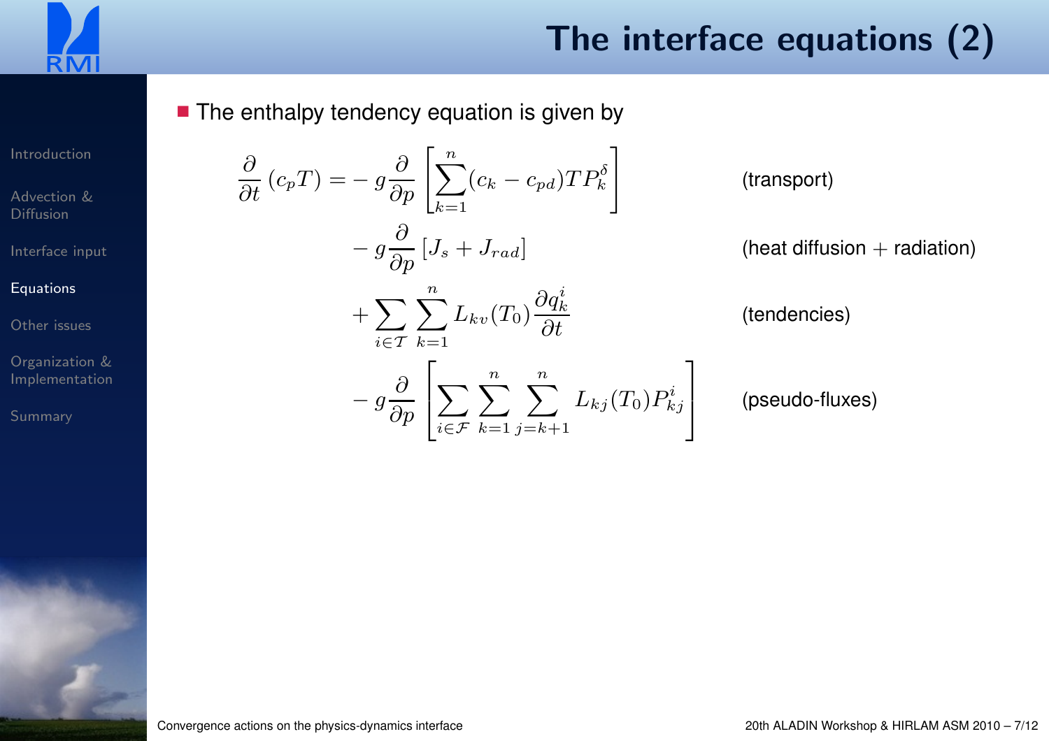# The interface equations (2)

- The enthalpy tendency equation is given by

$$
\begin{aligned}
\frac{\partial}{\partial t}(c_p T) = & - g\frac{\partial}{\partial p}\left[\sum_{k=1}^{n}(c_k - c_{pd})TP_k^{\delta}\right] && \text{(transport)} \\
& - g\frac{\partial}{\partial p}\left[J_s + J_{rad}\right] && \text{(heat diffusion + radiation)} \\
& + \sum_{i\in\mathcal{T}}\sum_{k=1}^{n} L_{kv}(T_0)\frac{\partial q_k^i}{\partial t} && \text{(tendencies)} \\
& - g\frac{\partial}{\partial p}\left[\sum_{i\in\mathcal{F}}\sum_{k=1}^{n}\sum_{j=k+1}^{n} L_{kj}(T_0)P_{kj}^i\right] && \text{(pseudo-fluxes)}
\end{aligned}
$$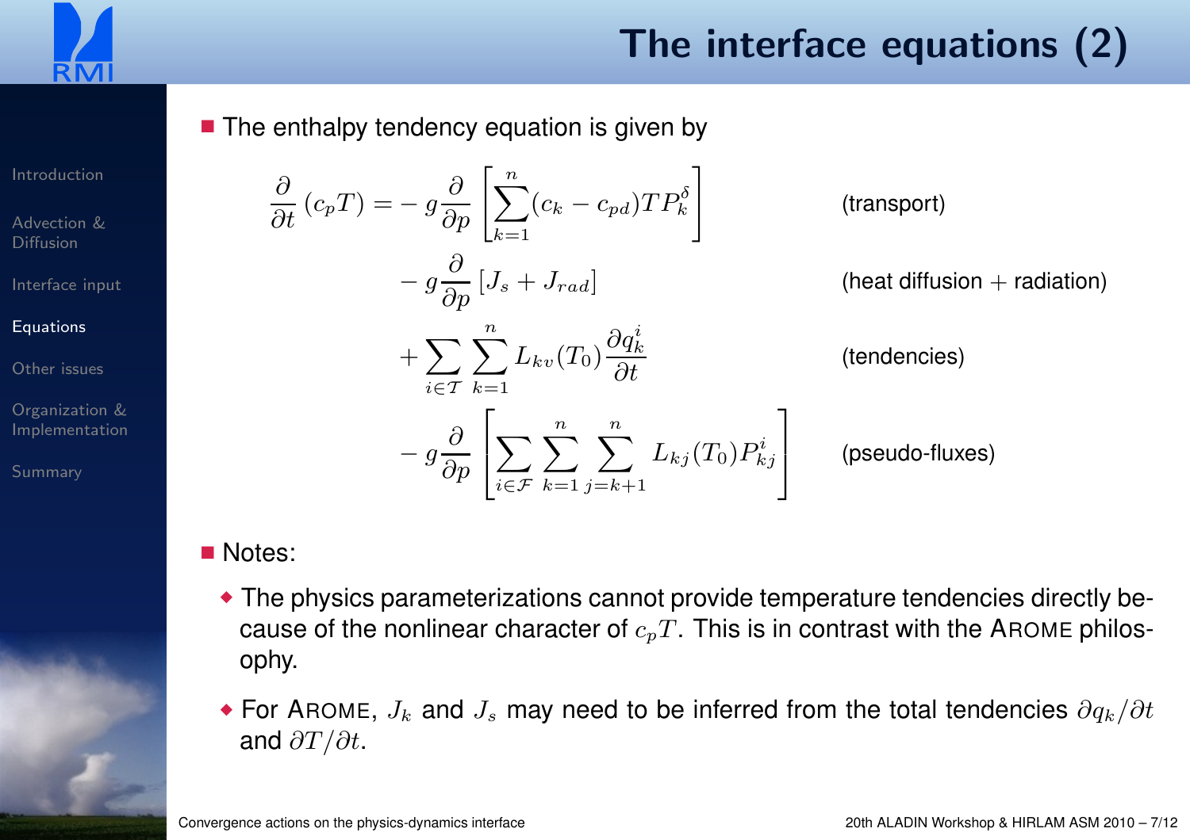# The interface equations (2)

- The enthalpy tendency equation is given by

$$
\begin{aligned}
\frac{\partial}{\partial t}(c_p T) = &- g\frac{\partial}{\partial p}\left[\sum_{k=1}^{n}(c_k - c_{pd})TP_k^{\delta}\right] && \text{(transport)}\\
&- g\frac{\partial}{\partial p}\left[J_s + J_{rad}\right] && \text{(heat diffusion + radiation)}\\
&+ \sum_{i\in\mathcal{T}}\sum_{k=1}^{n} L_{kv}(T_0)\frac{\partial q_k^i}{\partial t} && \text{(tendencies)}\\
&- g\frac{\partial}{\partial p}\left[\sum_{i\in\mathcal{F}}\sum_{k=1}^{n}\sum_{j=k+1}^{n} L_{kj}(T_0)P_{kj}^i\right] && \text{(pseudo-fluxes)}
\end{aligned}
$$

- Notes:
  - The physics parameterizations cannot provide temperature tendencies directly because of the nonlinear character of $c_p T$. This is in contrast with the AROME philosophy.
  - For AROME, $J_k$ and $J_s$ may need to be inferred from the total tendencies $\partial q_k / \partial t$ and $\partial T / \partial t$.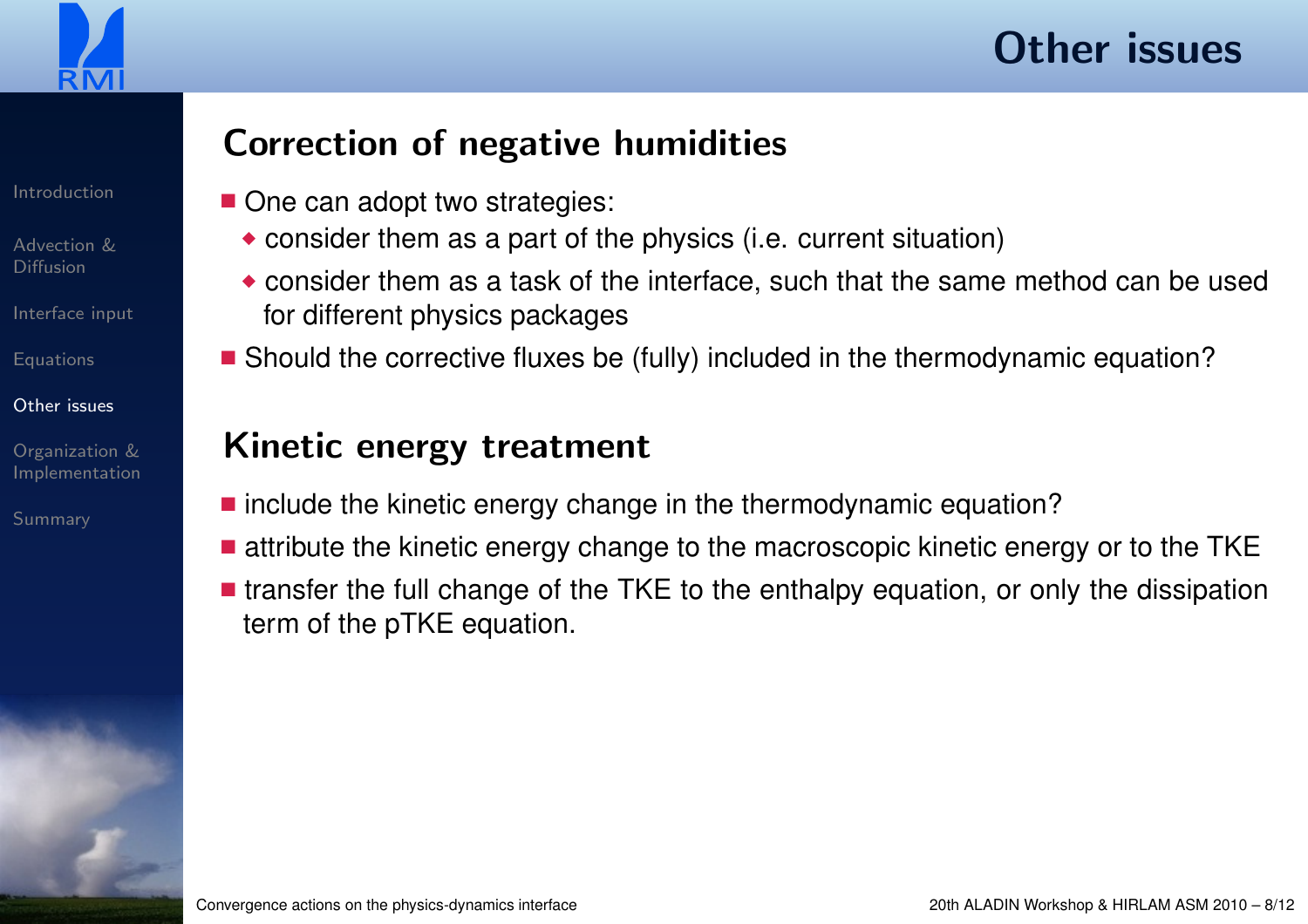# Other issues

## Correction of negative humidities

- One can adopt two strategies:
  - consider them as a part of the physics (i.e. current situation)
  - consider them as a task of the interface, such that the same method can be used for different physics packages
- Should the corrective fluxes be (fully) included in the thermodynamic equation?

## Kinetic energy treatment

- include the kinetic energy change in the thermodynamic equation?
- attribute the kinetic energy change to the macroscopic kinetic energy or to the TKE
- transfer the full change of the TKE to the enthalpy equation, or only the dissipation term of the pTKE equation.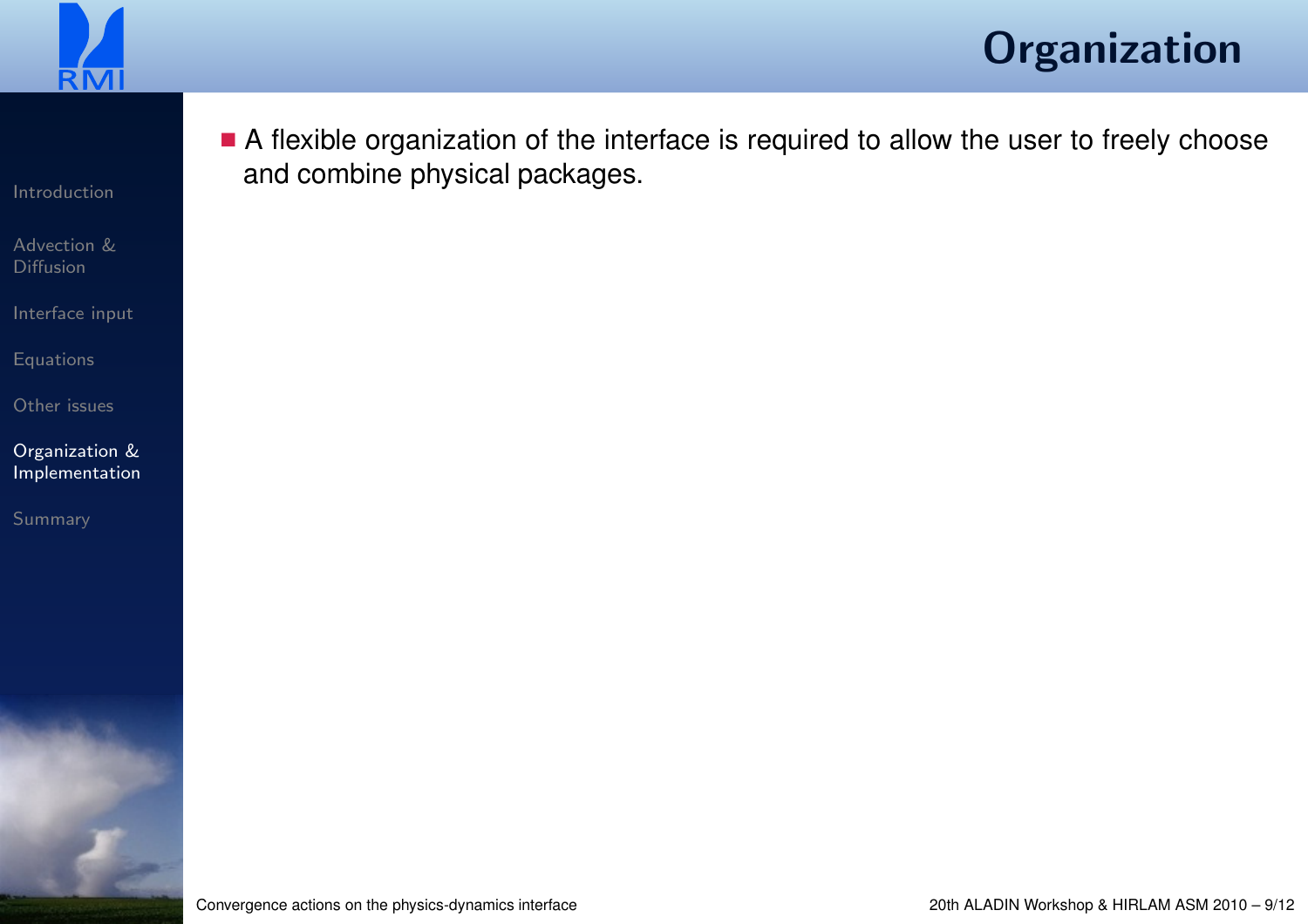# Organization

- A flexible organization of the interface is required to allow the user to freely choose and combine physical packages.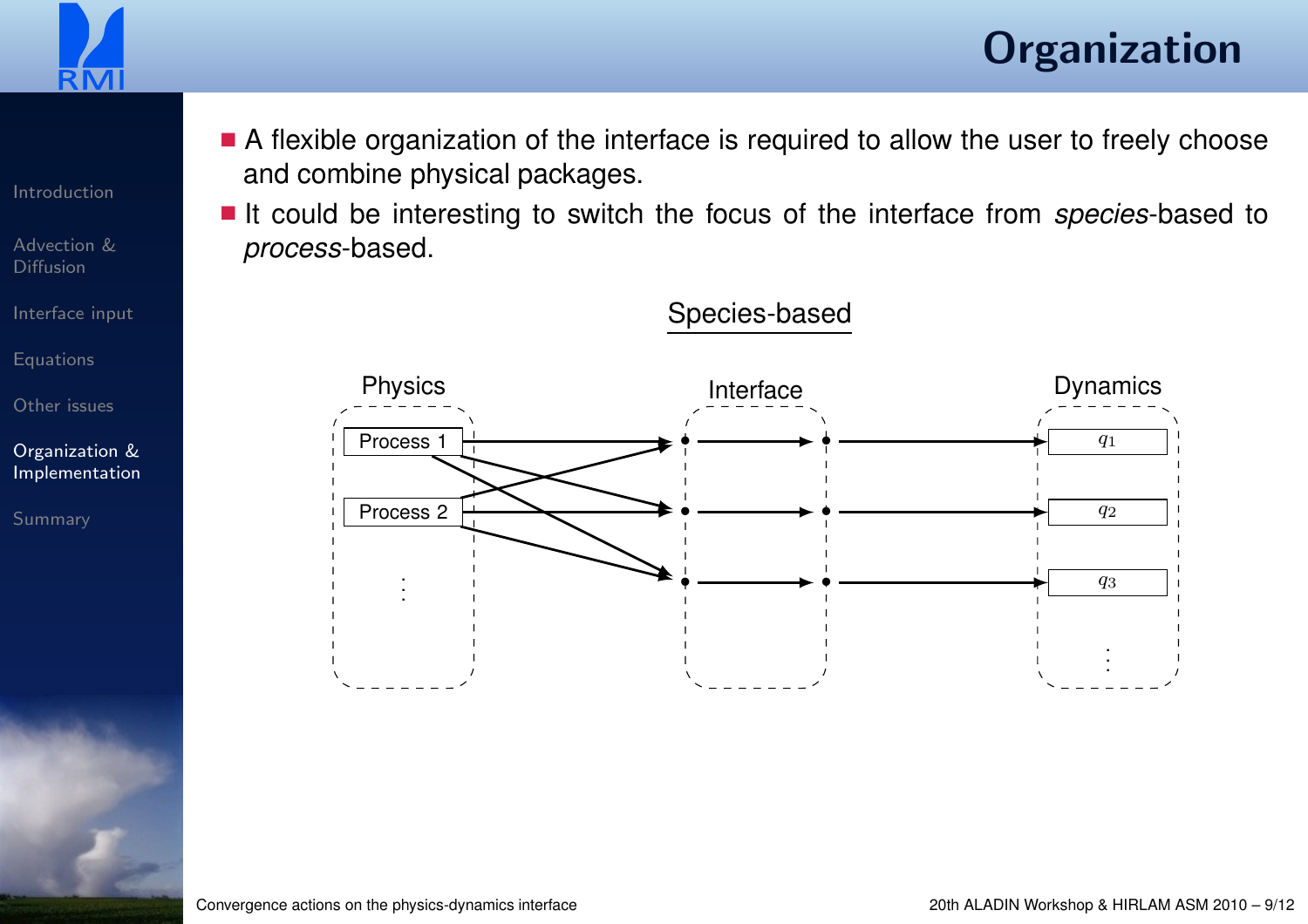# Organization

- A flexible organization of the interface is required to allow the user to freely choose and combine physical packages.
- It could be interesting to switch the focus of the interface from *species*-based to *process*-based.

Species-based

Physics | Interface | Dynamics

Process 1

Process 2

$q_1$

$q_2$

$q_3$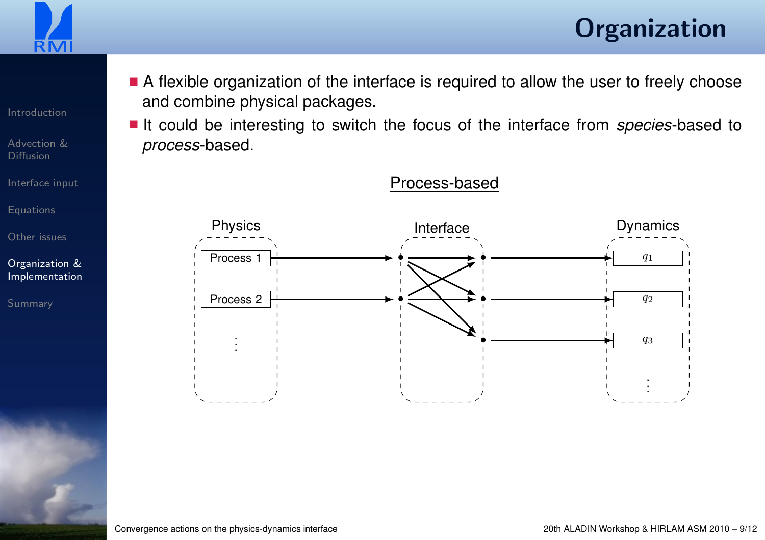# Organization

- A flexible organization of the interface is required to allow the user to freely choose and combine physical packages.
- It could be interesting to switch the focus of the interface from *species*-based to *process*-based.

Process-based

Physics | Interface | Dynamics

Process 1

Process 2

⋮

$q_1$

$q_2$

$q_3$

⋮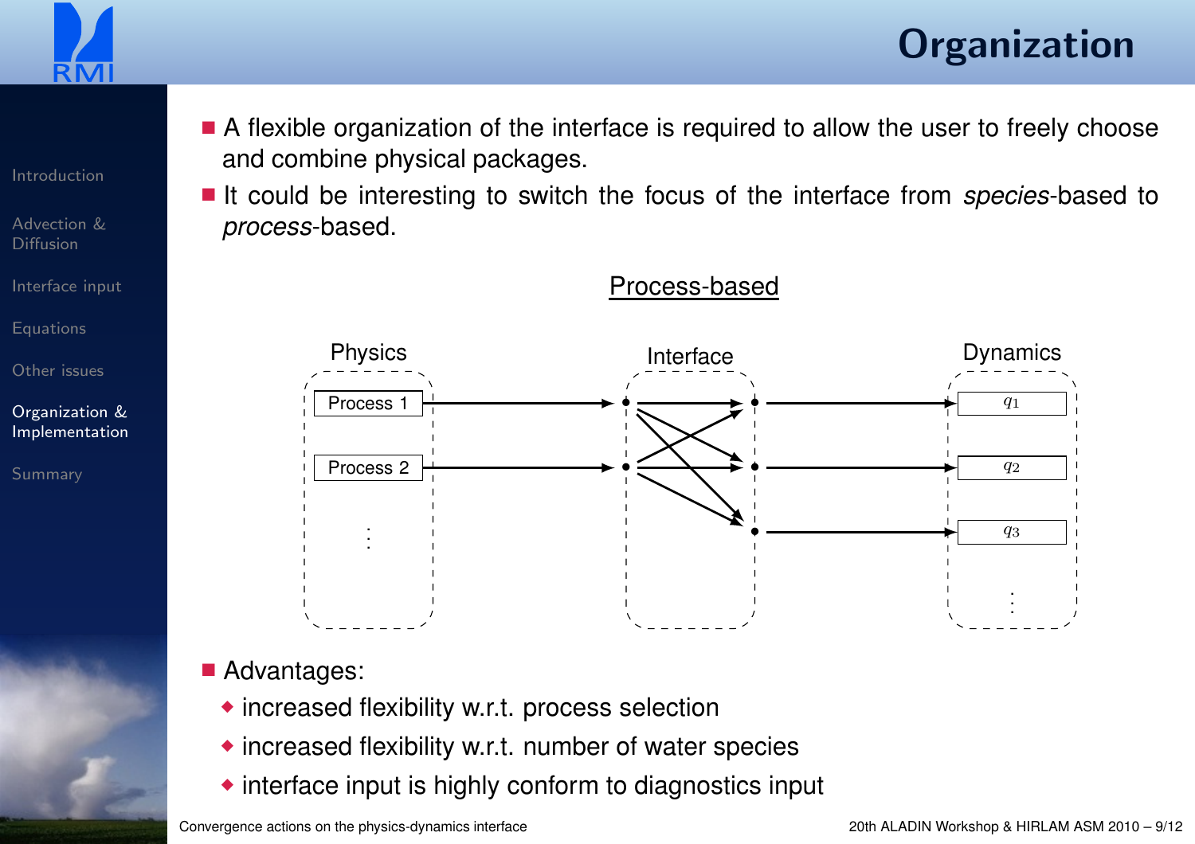# Organization

- A flexible organization of the interface is required to allow the user to freely choose and combine physical packages.
- It could be interesting to switch the focus of the interface from *species*-based to *process*-based.

Process-based

| Physics | Interface | Dynamics |
|---|---|---|
| Process 1 | | $q_1$ |
| Process 2 | | $q_2$ |
| ⋮ | | $q_3$ |
| | | ⋮ |

- Advantages:
  - increased flexibility w.r.t. process selection
  - increased flexibility w.r.t. number of water species
  - interface input is highly conform to diagnostics input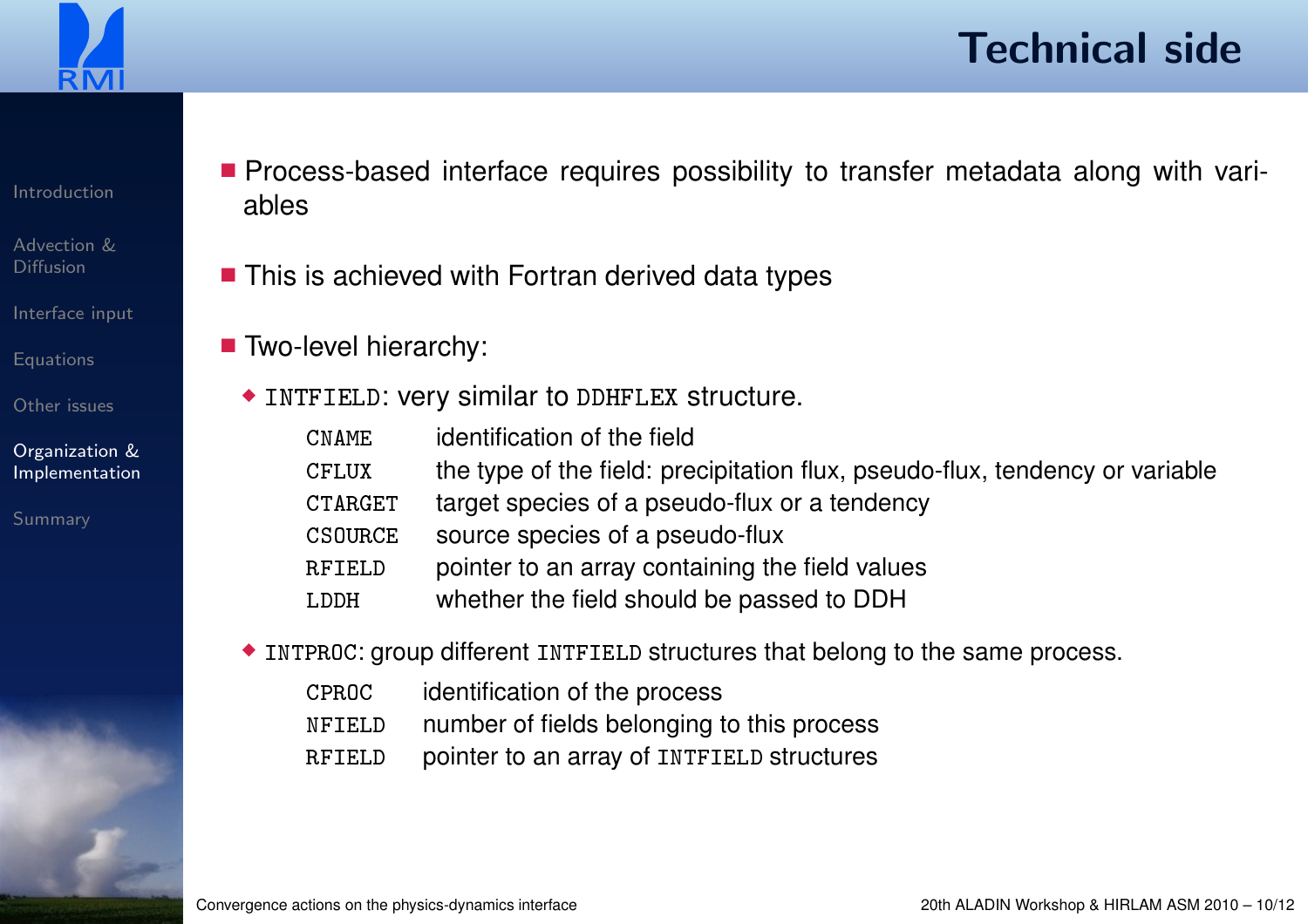# Technical side

- Process-based interface requires possibility to transfer metadata along with variables

- This is achieved with Fortran derived data types

- Two-level hierarchy:
  - `INTFIELD`: very similar to `DDHFLEX` structure.

    | | |
    |---|---|
    | `CNAME` | identification of the field |
    | `CFLUX` | the type of the field: precipitation flux, pseudo-flux, tendency or variable |
    | `CTARGET` | target species of a pseudo-flux or a tendency |
    | `CSOURCE` | source species of a pseudo-flux |
    | `RFIELD` | pointer to an array containing the field values |
    | `LDDH` | whether the field should be passed to DDH |

  - `INTPROC`: group different `INTFIELD` structures that belong to the same process.

    | | |
    |---|---|
    | `CPROC` | identification of the process |
    | `NFIELD` | number of fields belonging to this process |
    | `RFIELD` | pointer to an array of `INTFIELD` structures |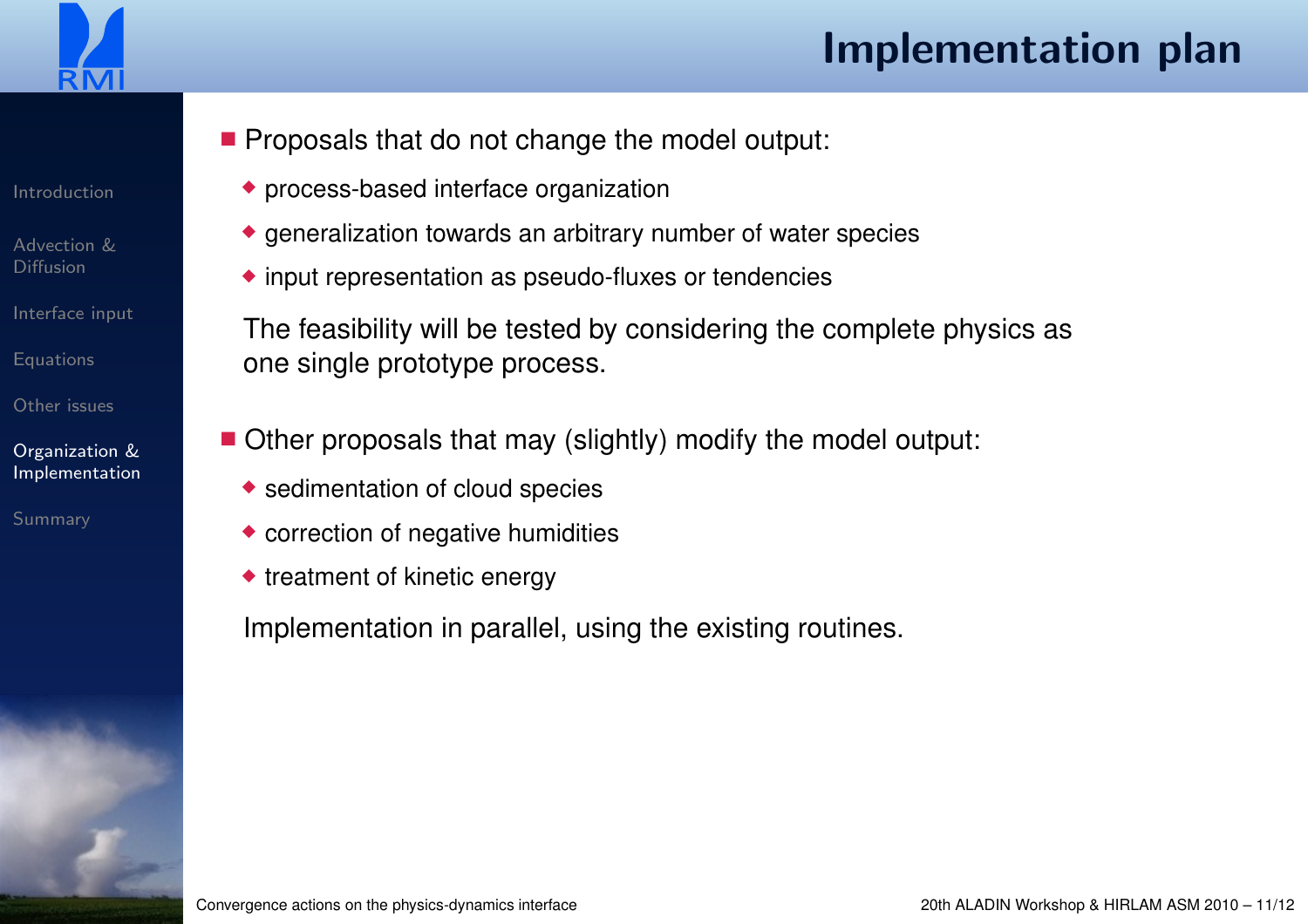# Implementation plan

- Proposals that do not change the model output:
  - process-based interface organization
  - generalization towards an arbitrary number of water species
  - input representation as pseudo-fluxes or tendencies

  The feasibility will be tested by considering the complete physics as one single prototype process.

- Other proposals that may (slightly) modify the model output:
  - sedimentation of cloud species
  - correction of negative humidities
  - treatment of kinetic energy

  Implementation in parallel, using the existing routines.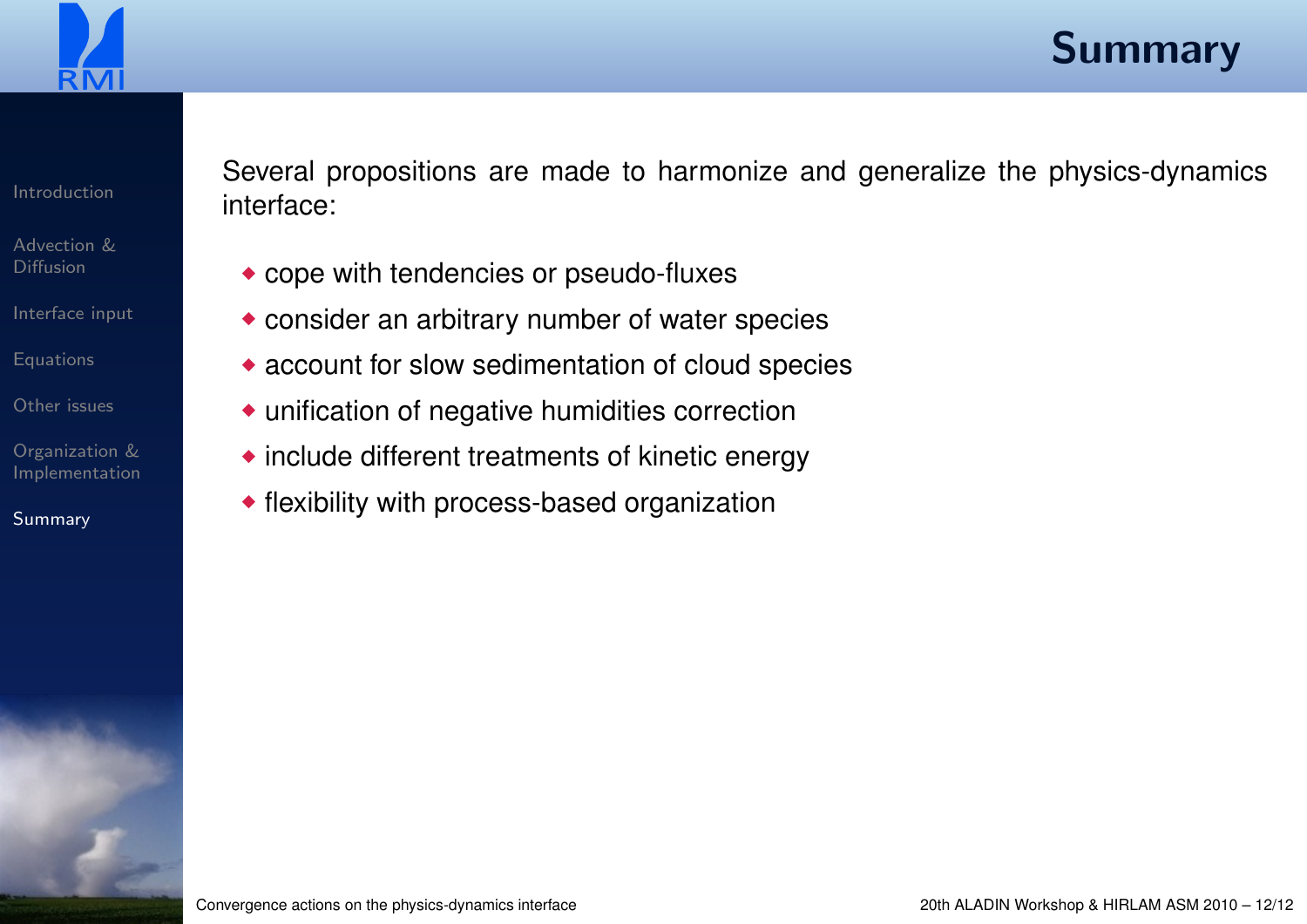# Summary

Several propositions are made to harmonize and generalize the physics-dynamics interface:

- cope with tendencies or pseudo-fluxes
- consider an arbitrary number of water species
- account for slow sedimentation of cloud species
- unification of negative humidities correction
- include different treatments of kinetic energy
- flexibility with process-based organization